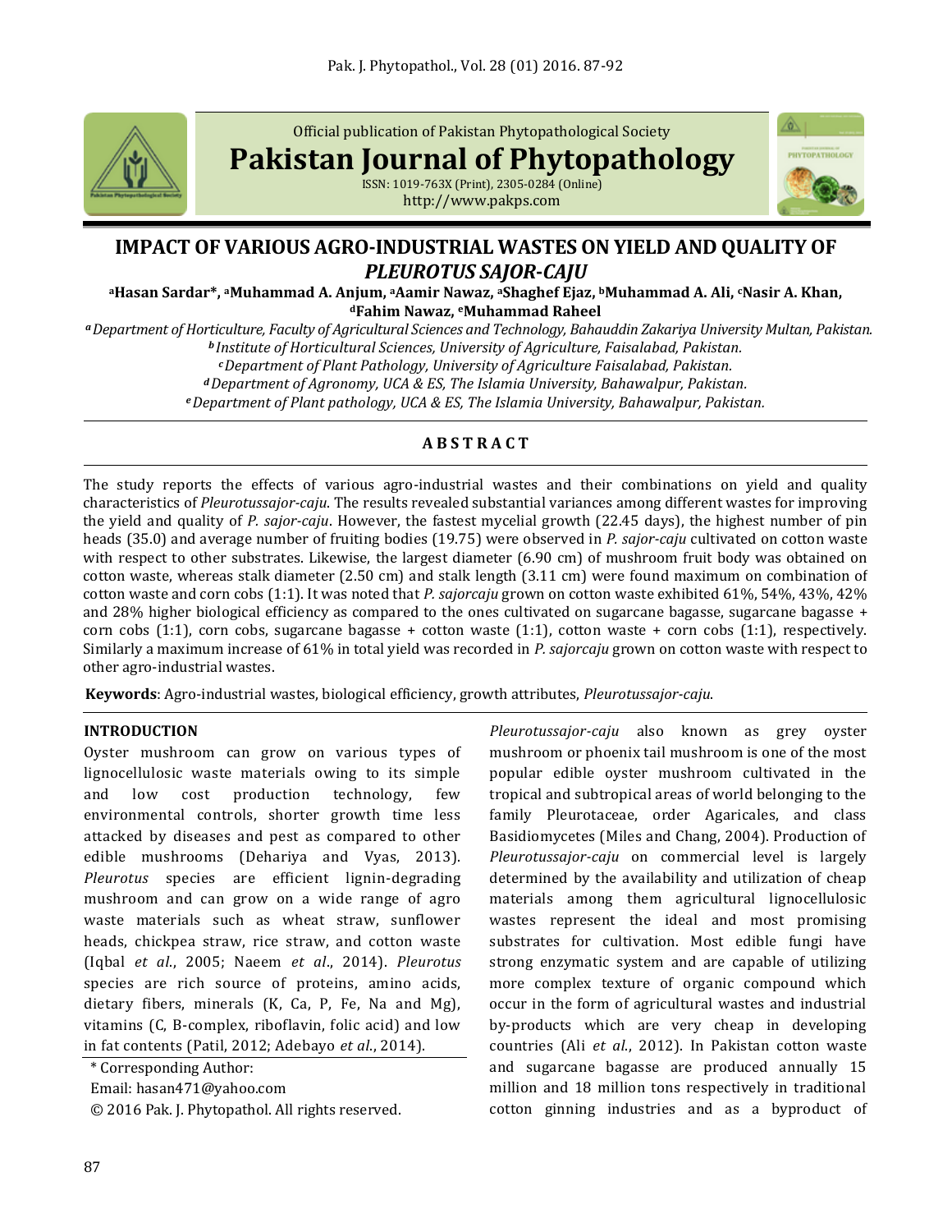Official publication of Pakistan Phytopathological Society

**Pakistan Journal of Phytopathology**

ISSN: 1019-763X (Print), 2305-0284 (Online)
http://www.pakps.com

# IMPACT OF VARIOUS AGRO-INDUSTRIAL WASTES ON YIELD AND QUALITY OF *PLEUROTUS SAJOR-CAJU*

**[a]Hasan Sardar\*, [a]Muhammad A. Anjum, [a]Aamir Nawaz, [a]Shaghef Ejaz, [b]Muhammad A. Ali, [c]Nasir A. Khan, [d]Fahim Nawaz, [e]Muhammad Raheel**

*[a] Department of Horticulture, Faculty of Agricultural Sciences and Technology, Bahauddin Zakariya University Multan, Pakistan.*
*[b] Institute of Horticultural Sciences, University of Agriculture, Faisalabad, Pakistan.*
*[c] Department of Plant Pathology, University of Agriculture Faisalabad, Pakistan.*
*[d] Department of Agronomy, UCA & ES, The Islamia University, Bahawalpur, Pakistan.*
*[e] Department of Plant pathology, UCA & ES, The Islamia University, Bahawalpur, Pakistan.*

## ABSTRACT

The study reports the effects of various agro-industrial wastes and their combinations on yield and quality characteristics of *Pleurotussajor-caju*. The results revealed substantial variances among different wastes for improving the yield and quality of *P. sajor-caju*. However, the fastest mycelial growth (22.45 days), the highest number of pin heads (35.0) and average number of fruiting bodies (19.75) were observed in *P. sajor-caju* cultivated on cotton waste with respect to other substrates. Likewise, the largest diameter (6.90 cm) of mushroom fruit body was obtained on cotton waste, whereas stalk diameter (2.50 cm) and stalk length (3.11 cm) were found maximum on combination of cotton waste and corn cobs (1:1). It was noted that *P. sajorcaju* grown on cotton waste exhibited 61%, 54%, 43%, 42% and 28% higher biological efficiency as compared to the ones cultivated on sugarcane bagasse, sugarcane bagasse + corn cobs (1:1), corn cobs, sugarcane bagasse + cotton waste (1:1), cotton waste + corn cobs (1:1), respectively. Similarly a maximum increase of 61% in total yield was recorded in *P. sajorcaju* grown on cotton waste with respect to other agro-industrial wastes.

**Keywords**: Agro-industrial wastes, biological efficiency, growth attributes, *Pleurotussajor-caju*.

## INTRODUCTION

Oyster mushroom can grow on various types of lignocellulosic waste materials owing to its simple and low cost production technology, few environmental controls, shorter growth time less attacked by diseases and pest as compared to other edible mushrooms (Dehariya and Vyas, 2013). *Pleurotus* species are efficient lignin-degrading mushroom and can grow on a wide range of agro waste materials such as wheat straw, sunflower heads, chickpea straw, rice straw, and cotton waste (Iqbal *et al*., 2005; Naeem *et al*., 2014). *Pleurotus* species are rich source of proteins, amino acids, dietary fibers, minerals (K, Ca, P, Fe, Na and Mg), vitamins (C, B-complex, riboflavin, folic acid) and low in fat contents (Patil, 2012; Adebayo *et al*., 2014).

\* Corresponding Author:
Email: hasan471@yahoo.com
© 2016 Pak. J. Phytopathol. All rights reserved.

*Pleurotussajor-caju* also known as grey oyster mushroom or phoenix tail mushroom is one of the most popular edible oyster mushroom cultivated in the tropical and subtropical areas of world belonging to the family Pleurotaceae, order Agaricales, and class Basidiomycetes (Miles and Chang, 2004). Production of *Pleurotussajor-caju* on commercial level is largely determined by the availability and utilization of cheap materials among them agricultural lignocellulosic wastes represent the ideal and most promising substrates for cultivation. Most edible fungi have strong enzymatic system and are capable of utilizing more complex texture of organic compound which occur in the form of agricultural wastes and industrial by-products which are very cheap in developing countries (Ali *et al*., 2012). In Pakistan cotton waste and sugarcane bagasse are produced annually 15 million and 18 million tons respectively in traditional cotton ginning industries and as a byproduct of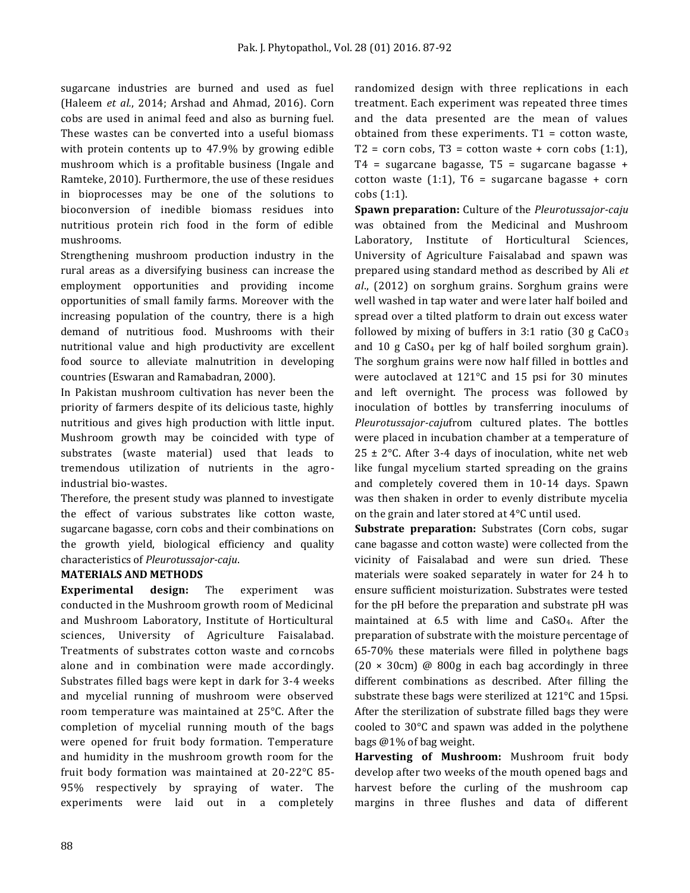sugarcane industries are burned and used as fuel (Haleem *et al.*, 2014; Arshad and Ahmad, 2016). Corn cobs are used in animal feed and also as burning fuel. These wastes can be converted into a useful biomass with protein contents up to 47.9% by growing edible mushroom which is a profitable business (Ingale and Ramteke, 2010). Furthermore, the use of these residues in bioprocesses may be one of the solutions to bioconversion of inedible biomass residues into nutritious protein rich food in the form of edible mushrooms.

Strengthening mushroom production industry in the rural areas as a diversifying business can increase the employment opportunities and providing income opportunities of small family farms. Moreover with the increasing population of the country, there is a high demand of nutritious food. Mushrooms with their nutritional value and high productivity are excellent food source to alleviate malnutrition in developing countries (Eswaran and Ramabadran, 2000).

In Pakistan mushroom cultivation has never been the priority of farmers despite of its delicious taste, highly nutritious and gives high production with little input. Mushroom growth may be coincided with type of substrates (waste material) used that leads to tremendous utilization of nutrients in the agro-industrial bio-wastes.

Therefore, the present study was planned to investigate the effect of various substrates like cotton waste, sugarcane bagasse, corn cobs and their combinations on the growth yield, biological efficiency and quality characteristics of *Pleurotussajor-caju*.

## MATERIALS AND METHODS

**Experimental design:** The experiment was conducted in the Mushroom growth room of Medicinal and Mushroom Laboratory, Institute of Horticultural sciences, University of Agriculture Faisalabad. Treatments of substrates cotton waste and corncobs alone and in combination were made accordingly. Substrates filled bags were kept in dark for 3-4 weeks and mycelial running of mushroom were observed room temperature was maintained at 25°C. After the completion of mycelial running mouth of the bags were opened for fruit body formation. Temperature and humidity in the mushroom growth room for the fruit body formation was maintained at 20-22°C 85-95% respectively by spraying of water. The experiments were laid out in a completely randomized design with three replications in each treatment. Each experiment was repeated three times and the data presented are the mean of values obtained from these experiments. T1 = cotton waste, T2 = corn cobs, T3 = cotton waste + corn cobs (1:1), T4 = sugarcane bagasse, T5 = sugarcane bagasse + cotton waste (1:1), T6 = sugarcane bagasse + corn cobs (1:1).

**Spawn preparation:** Culture of the *Pleurotussajor-caju* was obtained from the Medicinal and Mushroom Laboratory, Institute of Horticultural Sciences, University of Agriculture Faisalabad and spawn was prepared using standard method as described by Ali *et al*., (2012) on sorghum grains. Sorghum grains were well washed in tap water and were later half boiled and spread over a tilted platform to drain out excess water followed by mixing of buffers in 3:1 ratio (30 g $CaCO_3$ and 10 g $CaSO_4$ per kg of half boiled sorghum grain). The sorghum grains were now half filled in bottles and were autoclaved at 121°C and 15 psi for 30 minutes and left overnight. The process was followed by inoculation of bottles by transferring inoculums of *Pleurotussajor-caju*from cultured plates. The bottles were placed in incubation chamber at a temperature of 25 ± 2°C. After 3-4 days of inoculation, white net web like fungal mycelium started spreading on the grains and completely covered them in 10-14 days. Spawn was then shaken in order to evenly distribute mycelia on the grain and later stored at 4°C until used.

**Substrate preparation:** Substrates (Corn cobs, sugar cane bagasse and cotton waste) were collected from the vicinity of Faisalabad and were sun dried. These materials were soaked separately in water for 24 h to ensure sufficient moisturization. Substrates were tested for the pH before the preparation and substrate pH was maintained at 6.5 with lime and $CaSO_4$. After the preparation of substrate with the moisture percentage of 65-70% these materials were filled in polythene bags (20 × 30cm) @ 800g in each bag accordingly in three different combinations as described. After filling the substrate these bags were sterilized at 121°C and 15psi. After the sterilization of substrate filled bags they were cooled to 30°C and spawn was added in the polythene bags @1% of bag weight.

**Harvesting of Mushroom:** Mushroom fruit body develop after two weeks of the mouth opened bags and harvest before the curling of the mushroom cap margins in three flushes and data of different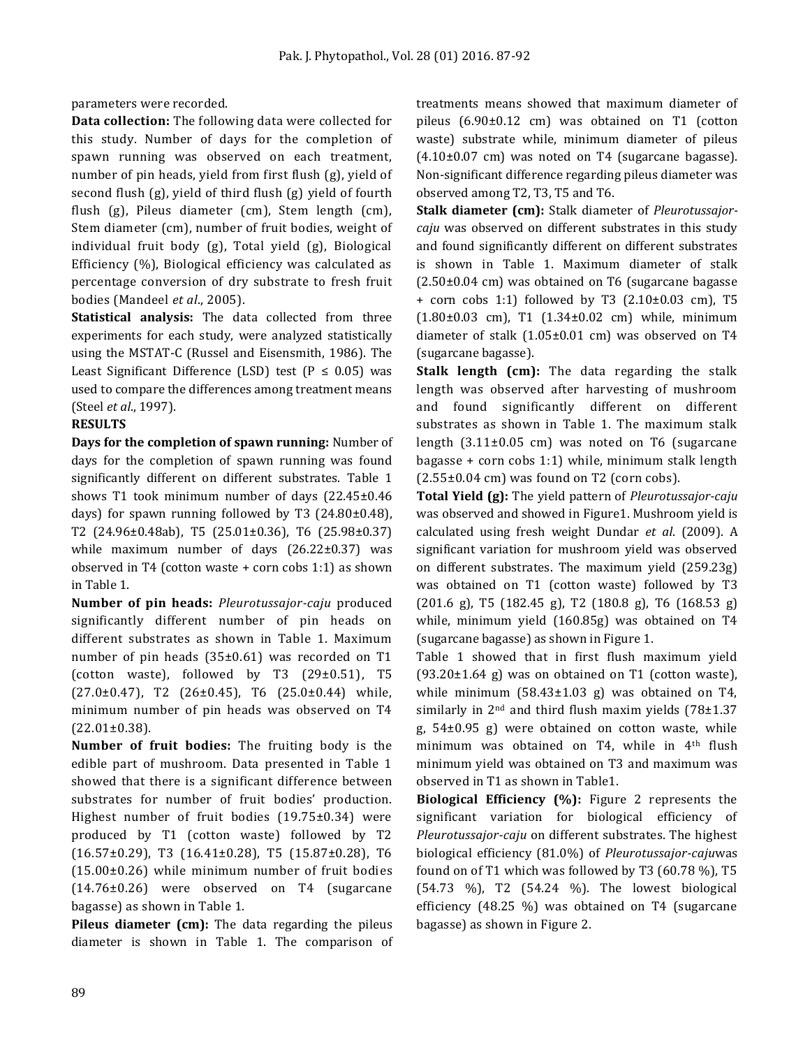parameters were recorded.

**Data collection:** The following data were collected for this study. Number of days for the completion of spawn running was observed on each treatment, number of pin heads, yield from first flush (g), yield of second flush (g), yield of third flush (g) yield of fourth flush (g), Pileus diameter (cm), Stem length (cm), Stem diameter (cm), number of fruit bodies, weight of individual fruit body (g), Total yield (g), Biological Efficiency (%), Biological efficiency was calculated as percentage conversion of dry substrate to fresh fruit bodies (Mandeel *et al*., 2005).

**Statistical analysis:** The data collected from three experiments for each study, were analyzed statistically using the MSTAT-C (Russel and Eisensmith, 1986). The Least Significant Difference (LSD) test ($P \leq 0.05$) was used to compare the differences among treatment means (Steel *et al*., 1997).

**RESULTS**

**Days for the completion of spawn running:** Number of days for the completion of spawn running was found significantly different on different substrates. Table 1 shows T1 took minimum number of days (22.45±0.46 days) for spawn running followed by T3 (24.80±0.48), T2 (24.96±0.48ab), T5 (25.01±0.36), T6 (25.98±0.37) while maximum number of days (26.22±0.37) was observed in T4 (cotton waste + corn cobs 1:1) as shown in Table 1.

**Number of pin heads:** *Pleurotussajor-caju* produced significantly different number of pin heads on different substrates as shown in Table 1. Maximum number of pin heads (35±0.61) was recorded on T1 (cotton waste), followed by T3 (29±0.51), T5 (27.0±0.47), T2 (26±0.45), T6 (25.0±0.44) while, minimum number of pin heads was observed on T4 (22.01±0.38).

**Number of fruit bodies:** The fruiting body is the edible part of mushroom. Data presented in Table 1 showed that there is a significant difference between substrates for number of fruit bodies' production. Highest number of fruit bodies (19.75±0.34) were produced by T1 (cotton waste) followed by T2 (16.57±0.29), T3 (16.41±0.28), T5 (15.87±0.28), T6 (15.00±0.26) while minimum number of fruit bodies (14.76±0.26) were observed on T4 (sugarcane bagasse) as shown in Table 1.

**Pileus diameter (cm):** The data regarding the pileus diameter is shown in Table 1. The comparison of treatments means showed that maximum diameter of pileus (6.90±0.12 cm) was obtained on T1 (cotton waste) substrate while, minimum diameter of pileus (4.10±0.07 cm) was noted on T4 (sugarcane bagasse). Non-significant difference regarding pileus diameter was observed among T2, T3, T5 and T6.

**Stalk diameter (cm):** Stalk diameter of *Pleurotussajor-caju* was observed on different substrates in this study and found significantly different on different substrates is shown in Table 1. Maximum diameter of stalk (2.50±0.04 cm) was obtained on T6 (sugarcane bagasse + corn cobs 1:1) followed by T3 (2.10±0.03 cm), T5 (1.80±0.03 cm), T1 (1.34±0.02 cm) while, minimum diameter of stalk (1.05±0.01 cm) was observed on T4 (sugarcane bagasse).

**Stalk length (cm):** The data regarding the stalk length was observed after harvesting of mushroom and found significantly different on different substrates as shown in Table 1. The maximum stalk length (3.11±0.05 cm) was noted on T6 (sugarcane bagasse + corn cobs 1:1) while, minimum stalk length (2.55±0.04 cm) was found on T2 (corn cobs).

**Total Yield (g):** The yield pattern of *Pleurotussajor-caju* was observed and showed in Figure1. Mushroom yield is calculated using fresh weight Dundar *et al*. (2009). A significant variation for mushroom yield was observed on different substrates. The maximum yield (259.23g) was obtained on T1 (cotton waste) followed by T3 (201.6 g), T5 (182.45 g), T2 (180.8 g), T6 (168.53 g) while, minimum yield (160.85g) was obtained on T4 (sugarcane bagasse) as shown in Figure 1.

Table 1 showed that in first flush maximum yield (93.20±1.64 g) was on obtained on T1 (cotton waste), while minimum (58.43±1.03 g) was obtained on T4, similarly in 2nd and third flush maxim yields (78±1.37 g, 54±0.95 g) were obtained on cotton waste, while minimum was obtained on T4, while in 4th flush minimum yield was obtained on T3 and maximum was observed in T1 as shown in Table1.

**Biological Efficiency (%):** Figure 2 represents the significant variation for biological efficiency of *Pleurotussajor-caju* on different substrates. The highest biological efficiency (81.0%) of *Pleurotussajor-caju*was found on of T1 which was followed by T3 (60.78 %), T5 (54.73 %), T2 (54.24 %). The lowest biological efficiency (48.25 %) was obtained on T4 (sugarcane bagasse) as shown in Figure 2.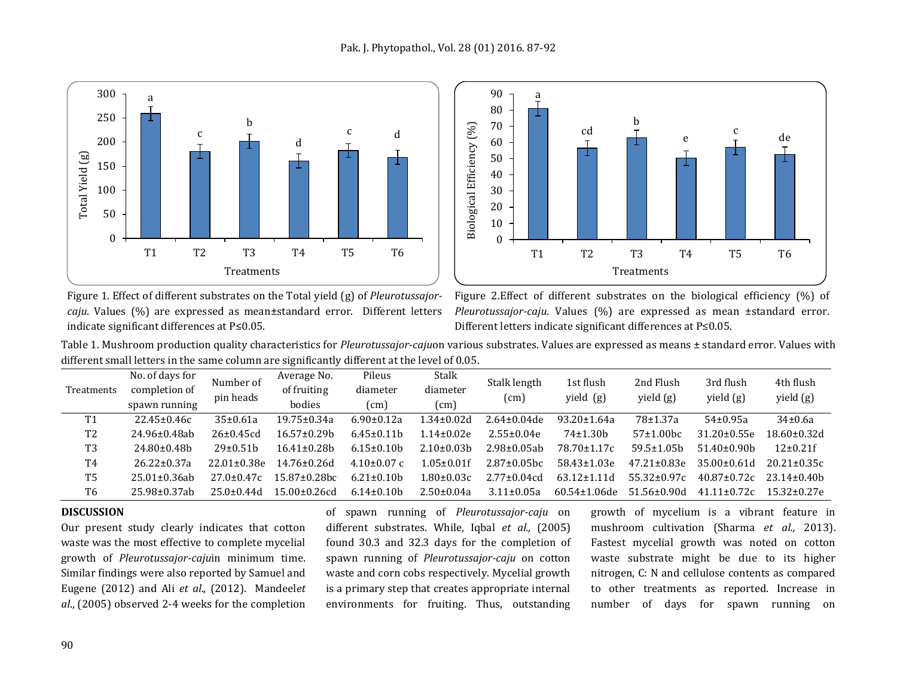Figure 1. Effect of different substrates on the Total yield (g) of *Pleurotussajor-caju*. Values (%) are expressed as mean±standard error. Different letters indicate significant differences at P≤0.05.

Figure 2.Effect of different substrates on the biological efficiency (%) of *Pleurotussajor-caju*. Values (%) are expressed as mean ±standard error. Different letters indicate significant differences at P≤0.05.

Table 1. Mushroom production quality characteristics for *Pleurotussajor-caju*on various substrates. Values are expressed as means ± standard error. Values with different small letters in the same column are significantly different at the level of 0.05.

| Treatments | No. of days for completion of spawn running | Number of pin heads | Average No. of fruiting bodies | Pileus diameter (cm) | Stalk diameter (cm) | Stalk length (cm) | 1st flush yield (g) | 2nd Flush yield (g) | 3rd flush yield (g) | 4th flush yield (g) |
|---|---|---|---|---|---|---|---|---|---|---|
| T1 | 22.45±0.46c | 35±0.61a | 19.75±0.34a | 6.90±0.12a | 1.34±0.02d | 2.64±0.04de | 93.20±1.64a | 78±1.37a | 54±0.95a | 34±0.6a |
| T2 | 24.96±0.48ab | 26±0.45cd | 16.57±0.29b | 6.45±0.11b | 1.14±0.02e | 2.55±0.04e | 74±1.30b | 57±1.00bc | 31.20±0.55e | 18.60±0.32d |
| T3 | 24.80±0.48b | 29±0.51b | 16.41±0.28b | 6.15±0.10b | 2.10±0.03b | 2.98±0.05ab | 78.70±1.17c | 59.5±1.05b | 51.40±0.90b | 12±0.21f |
| T4 | 26.22±0.37a | 22.01±0.38e | 14.76±0.26d | 4.10±0.07 c | 1.05±0.01f | 2.87±0.05bc | 58.43±1.03e | 47.21±0.83e | 35.00±0.61d | 20.21±0.35c |
| T5 | 25.01±0.36ab | 27.0±0.47c | 15.87±0.28bc | 6.21±0.10b | 1.80±0.03c | 2.77±0.04cd | 63.12±1.11d | 55.32±0.97c | 40.87±0.72c | 23.14±0.40b |
| T6 | 25.98±0.37ab | 25.0±0.44d | 15.00±0.26cd | 6.14±0.10b | 2.50±0.04a | 3.11±0.05a | 60.54±1.06de | 51.56±0.90d | 41.11±0.72c | 15.32±0.27e |

## DISCUSSION

Our present study clearly indicates that cotton waste was the most effective to complete mycelial growth of *Pleurotussajor-caju*in minimum time. Similar findings were also reported by Samuel and Eugene (2012) and Ali *et al*., (2012). Mandeel*et al*., (2005) observed 2-4 weeks for the completion of spawn running of *Pleurotussajor-caju* on different substrates. While, Iqbal *et al.,* (2005) found 30.3 and 32.3 days for the completion of spawn running of *Pleurotussajor-caju* on cotton waste and corn cobs respectively. Mycelial growth is a primary step that creates appropriate internal environments for fruiting. Thus, outstanding growth of mycelium is a vibrant feature in mushroom cultivation (Sharma *et al.,* 2013). Fastest mycelial growth was noted on cotton waste substrate might be due to its higher nitrogen, C: N and cellulose contents as compared to other treatments as reported. Increase in number of days for spawn running on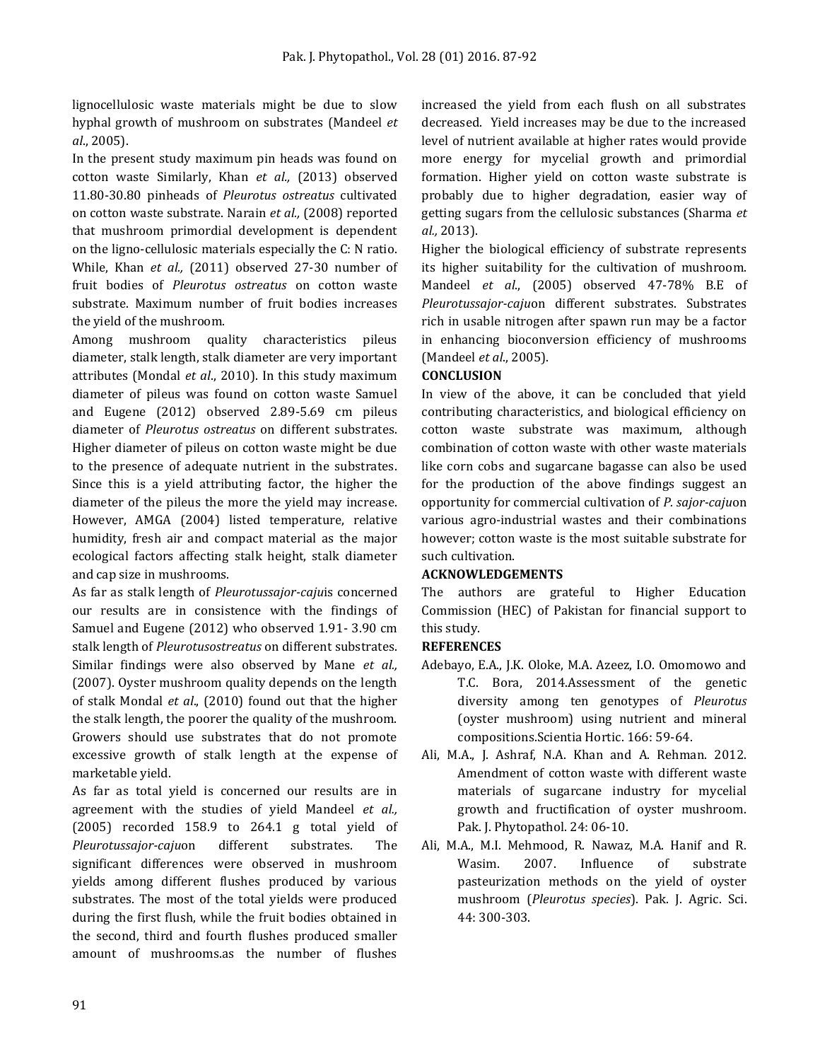lignocellulosic waste materials might be due to slow hyphal growth of mushroom on substrates (Mandeel *et al*., 2005).

In the present study maximum pin heads was found on cotton waste Similarly, Khan *et al.,* (2013) observed 11.80-30.80 pinheads of *Pleurotus ostreatus* cultivated on cotton waste substrate. Narain *et al.,* (2008) reported that mushroom primordial development is dependent on the ligno-cellulosic materials especially the C: N ratio. While, Khan *et al.,* (2011) observed 27-30 number of fruit bodies of *Pleurotus ostreatus* on cotton waste substrate. Maximum number of fruit bodies increases the yield of the mushroom.

Among mushroom quality characteristics pileus diameter, stalk length, stalk diameter are very important attributes (Mondal *et al*., 2010). In this study maximum diameter of pileus was found on cotton waste Samuel and Eugene (2012) observed 2.89-5.69 cm pileus diameter of *Pleurotus ostreatus* on different substrates. Higher diameter of pileus on cotton waste might be due to the presence of adequate nutrient in the substrates. Since this is a yield attributing factor, the higher the diameter of the pileus the more the yield may increase. However, AMGA (2004) listed temperature, relative humidity, fresh air and compact material as the major ecological factors affecting stalk height, stalk diameter and cap size in mushrooms.

As far as stalk length of *Pleurotussajor-caju*is concerned our results are in consistence with the findings of Samuel and Eugene (2012) who observed 1.91- 3.90 cm stalk length of *Pleurotusostreatus* on different substrates. Similar findings were also observed by Mane *et al.,* (2007). Oyster mushroom quality depends on the length of stalk Mondal *et al*., (2010) found out that the higher the stalk length, the poorer the quality of the mushroom. Growers should use substrates that do not promote excessive growth of stalk length at the expense of marketable yield.

As far as total yield is concerned our results are in agreement with the studies of yield Mandeel *et al.,* (2005) recorded 158.9 to 264.1 g total yield of *Pleurotussajor-caju*on different substrates. The significant differences were observed in mushroom yields among different flushes produced by various substrates. The most of the total yields were produced during the first flush, while the fruit bodies obtained in the second, third and fourth flushes produced smaller amount of mushrooms.as the number of flushes increased the yield from each flush on all substrates decreased. Yield increases may be due to the increased level of nutrient available at higher rates would provide more energy for mycelial growth and primordial formation. Higher yield on cotton waste substrate is probably due to higher degradation, easier way of getting sugars from the cellulosic substances (Sharma *et al.,* 2013).

Higher the biological efficiency of substrate represents its higher suitability for the cultivation of mushroom. Mandeel *et al*., (2005) observed 47-78% B.E of *Pleurotussajor-caju*on different substrates. Substrates rich in usable nitrogen after spawn run may be a factor in enhancing bioconversion efficiency of mushrooms (Mandeel *et al*., 2005).

## CONCLUSION

In view of the above, it can be concluded that yield contributing characteristics, and biological efficiency on cotton waste substrate was maximum, although combination of cotton waste with other waste materials like corn cobs and sugarcane bagasse can also be used for the production of the above findings suggest an opportunity for commercial cultivation of *P. sajor-caju*on various agro-industrial wastes and their combinations however; cotton waste is the most suitable substrate for such cultivation.

## ACKNOWLEDGEMENTS

The authors are grateful to Higher Education Commission (HEC) of Pakistan for financial support to this study.

## REFERENCES

Adebayo, E.A., J.K. Oloke, M.A. Azeez, I.O. Omomowo and T.C. Bora, 2014.Assessment of the genetic diversity among ten genotypes of *Pleurotus* (oyster mushroom) using nutrient and mineral compositions.Scientia Hortic. 166: 59-64.

Ali, M.A., J. Ashraf, N.A. Khan and A. Rehman. 2012. Amendment of cotton waste with different waste materials of sugarcane industry for mycelial growth and fructification of oyster mushroom. Pak. J. Phytopathol. 24: 06-10.

Ali, M.A., M.I. Mehmood, R. Nawaz, M.A. Hanif and R. Wasim. 2007. Influence of substrate pasteurization methods on the yield of oyster mushroom (*Pleurotus species*). Pak. J. Agric. Sci. 44: 300-303.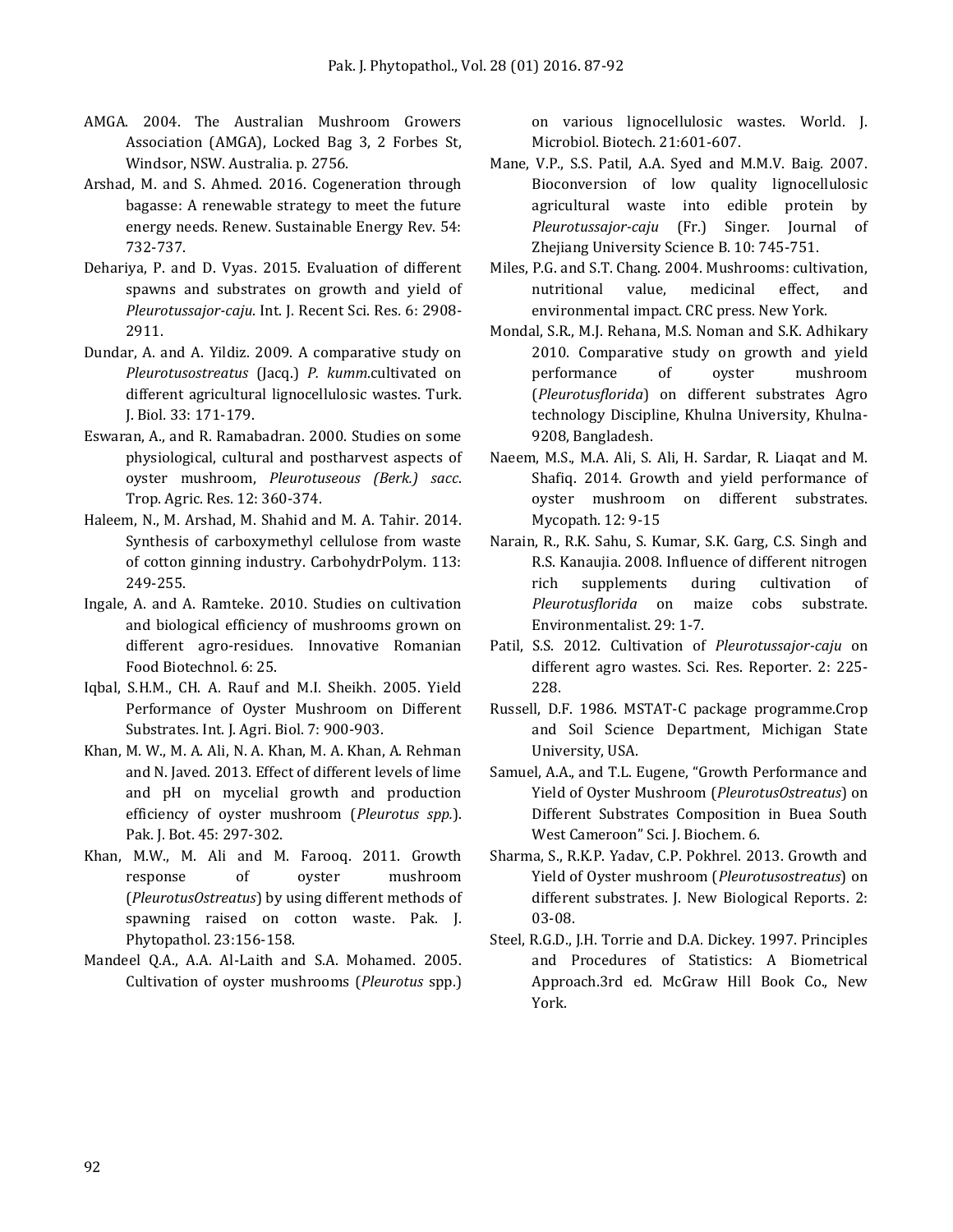AMGA. 2004. The Australian Mushroom Growers Association (AMGA), Locked Bag 3, 2 Forbes St, Windsor, NSW. Australia. p. 2756.

Arshad, M. and S. Ahmed. 2016. Cogeneration through bagasse: A renewable strategy to meet the future energy needs. Renew. Sustainable Energy Rev. 54: 732-737.

Dehariya, P. and D. Vyas. 2015. Evaluation of different spawns and substrates on growth and yield of *Pleurotussajor-caju*. Int. J. Recent Sci. Res. 6: 2908-2911.

Dundar, A. and A. Yildiz. 2009. A comparative study on *Pleurotusostreatus* (Jacq.) *P. kumm*.cultivated on different agricultural lignocellulosic wastes. Turk. J. Biol. 33: 171-179.

Eswaran, A., and R. Ramabadran. 2000. Studies on some physiological, cultural and postharvest aspects of oyster mushroom, *Pleurotuseous (Berk.) sacc*. Trop. Agric. Res. 12: 360-374.

Haleem, N., M. Arshad, M. Shahid and M. A. Tahir. 2014. Synthesis of carboxymethyl cellulose from waste of cotton ginning industry. CarbohydrPolym. 113: 249-255.

Ingale, A. and A. Ramteke. 2010. Studies on cultivation and biological efficiency of mushrooms grown on different agro-residues. Innovative Romanian Food Biotechnol. 6: 25.

Iqbal, S.H.M., CH. A. Rauf and M.I. Sheikh. 2005. Yield Performance of Oyster Mushroom on Different Substrates. Int. J. Agri. Biol. 7: 900-903.

Khan, M. W., M. A. Ali, N. A. Khan, M. A. Khan, A. Rehman and N. Javed. 2013. Effect of different levels of lime and pH on mycelial growth and production efficiency of oyster mushroom (*Pleurotus spp.*). Pak. J. Bot. 45: 297-302.

Khan, M.W., M. Ali and M. Farooq. 2011. Growth response of oyster mushroom (*PleurotusOstreatus*) by using different methods of spawning raised on cotton waste. Pak. J. Phytopathol. 23:156-158.

Mandeel Q.A., A.A. Al-Laith and S.A. Mohamed. 2005. Cultivation of oyster mushrooms (*Pleurotus* spp.) on various lignocellulosic wastes. World. J. Microbiol. Biotech. 21:601-607.

Mane, V.P., S.S. Patil, A.A. Syed and M.M.V. Baig. 2007. Bioconversion of low quality lignocellulosic agricultural waste into edible protein by *Pleurotussajor-caju* (Fr.) Singer. Journal of Zhejiang University Science B. 10: 745-751.

Miles, P.G. and S.T. Chang. 2004. Mushrooms: cultivation, nutritional value, medicinal effect, and environmental impact. CRC press. New York.

Mondal, S.R., M.J. Rehana, M.S. Noman and S.K. Adhikary 2010. Comparative study on growth and yield performance of oyster mushroom (*Pleurotusflorida*) on different substrates Agro technology Discipline, Khulna University, Khulna-9208, Bangladesh.

Naeem, M.S., M.A. Ali, S. Ali, H. Sardar, R. Liaqat and M. Shafiq. 2014. Growth and yield performance of oyster mushroom on different substrates. Mycopath. 12: 9-15

Narain, R., R.K. Sahu, S. Kumar, S.K. Garg, C.S. Singh and R.S. Kanaujia. 2008. Influence of different nitrogen rich supplements during cultivation of *Pleurotusflorida* on maize cobs substrate. Environmentalist. 29: 1-7.

Patil, S.S. 2012. Cultivation of *Pleurotussajor-caju* on different agro wastes. Sci. Res. Reporter. 2: 225-228.

Russell, D.F. 1986. MSTAT-C package programme.Crop and Soil Science Department, Michigan State University, USA.

Samuel, A.A., and T.L. Eugene, "Growth Performance and Yield of Oyster Mushroom (*PleurotusOstreatus*) on Different Substrates Composition in Buea South West Cameroon" Sci. J. Biochem. 6.

Sharma, S., R.K.P. Yadav, C.P. Pokhrel. 2013. Growth and Yield of Oyster mushroom (*Pleurotusostreatus*) on different substrates. J. New Biological Reports. 2: 03-08.

Steel, R.G.D., J.H. Torrie and D.A. Dickey. 1997. Principles and Procedures of Statistics: A Biometrical Approach.3rd ed. McGraw Hill Book Co., New York.